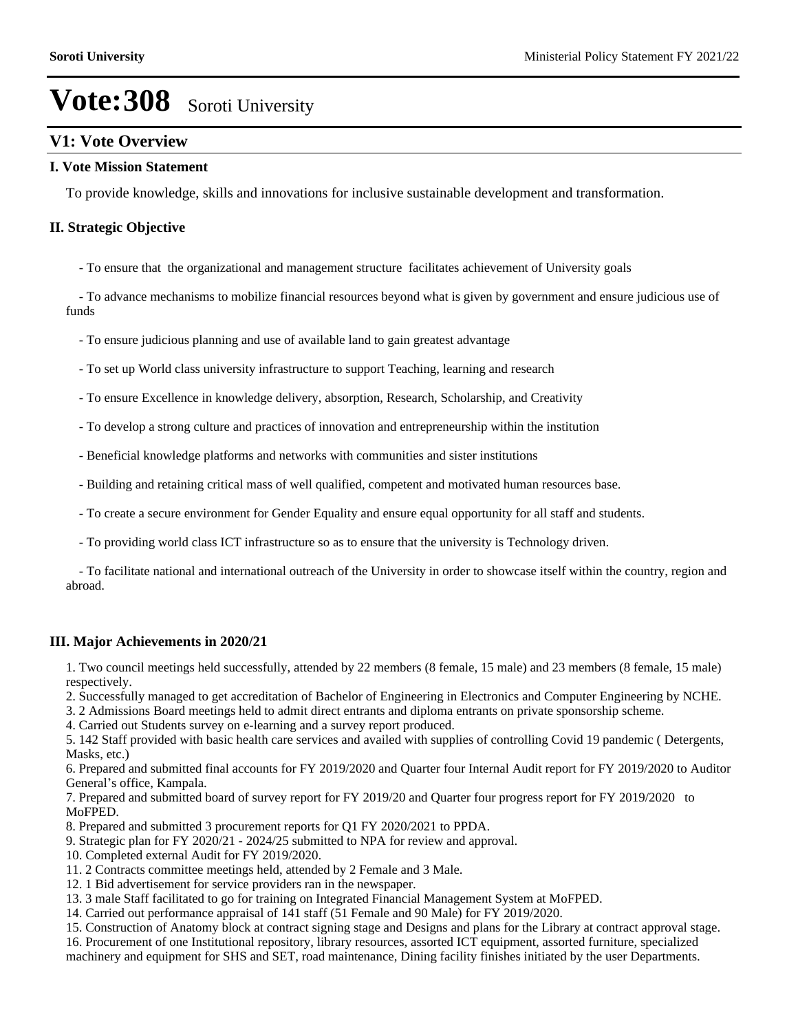# Vote:308 Soroti University

## V1: Vote Overview

### I. Vote Mission Statement

To provide knowledge, skills and innovations for inclusive sustainable development and transformation.

### II. Strategic Objective

- To ensure that the organizational and management structure facilitates achievement of University goals

- To advance mechanisms to mobilize financial resources beyond what is given by government and ensure judicious use of funds

- To ensure judicious planning and use of available land to gain greatest advantage

- To set up World class university infrastructure to support Teaching, learning and research

- To ensure Excellence in knowledge delivery, absorption, Research, Scholarship, and Creativity

- To develop a strong culture and practices of innovation and entrepreneurship within the institution

- Beneficial knowledge platforms and networks with communities and sister institutions

- Building and retaining critical mass of well qualified, competent and motivated human resources base.

- To create a secure environment for Gender Equality and ensure equal opportunity for all staff and students.

- To providing world class ICT infrastructure so as to ensure that the university is Technology driven.

- To facilitate national and international outreach of the University in order to showcase itself within the country, region and abroad.

### III. Major Achievements in 2020/21

1. Two council meetings held successfully, attended by 22 members (8 female, 15 male) and 23 members (8 female, 15 male) respectively.
2. Successfully managed to get accreditation of Bachelor of Engineering in Electronics and Computer Engineering by NCHE.
3. 2 Admissions Board meetings held to admit direct entrants and diploma entrants on private sponsorship scheme.
4. Carried out Students survey on e-learning and a survey report produced.
5. 142 Staff provided with basic health care services and availed with supplies of controlling Covid 19 pandemic ( Detergents, Masks, etc.)
6. Prepared and submitted final accounts for FY 2019/2020 and Quarter four Internal Audit report for FY 2019/2020 to Auditor General's office, Kampala.
7. Prepared and submitted board of survey report for FY 2019/20 and Quarter four progress report for FY 2019/2020 to MoFPED.
8. Prepared and submitted 3 procurement reports for Q1 FY 2020/2021 to PPDA.
9. Strategic plan for FY 2020/21 - 2024/25 submitted to NPA for review and approval.
10. Completed external Audit for FY 2019/2020.
11. 2 Contracts committee meetings held, attended by 2 Female and 3 Male.
12. 1 Bid advertisement for service providers ran in the newspaper.
13. 3 male Staff facilitated to go for training on Integrated Financial Management System at MoFPED.
14. Carried out performance appraisal of 141 staff (51 Female and 90 Male) for FY 2019/2020.
15. Construction of Anatomy block at contract signing stage and Designs and plans for the Library at contract approval stage.
16. Procurement of one Institutional repository, library resources, assorted ICT equipment, assorted furniture, specialized machinery and equipment for SHS and SET, road maintenance, Dining facility finishes initiated by the user Departments.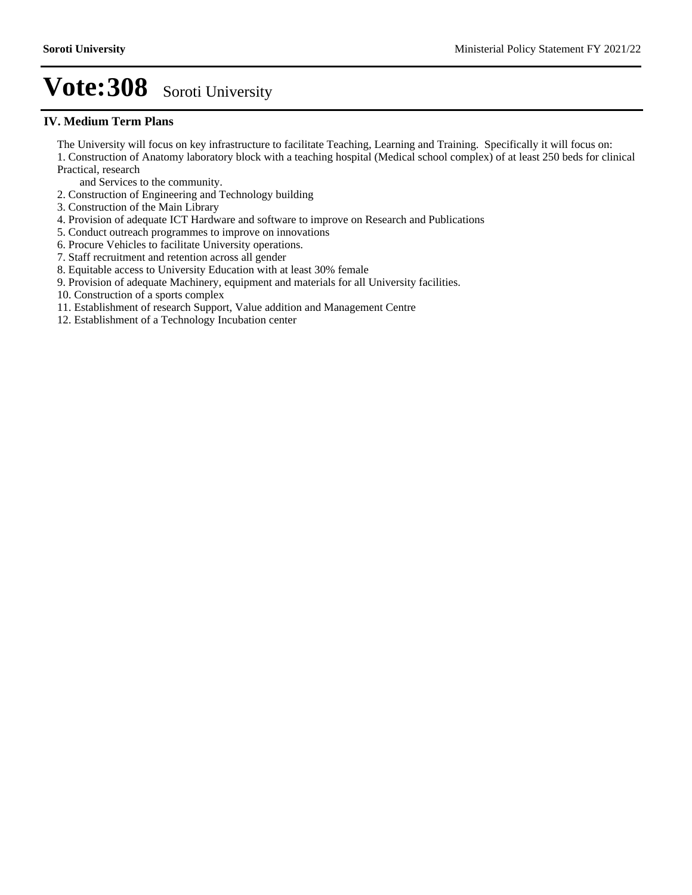# Vote:308 Soroti University

## IV. Medium Term Plans

The University will focus on key infrastructure to facilitate Teaching, Learning and Training. Specifically it will focus on:

1. Construction of Anatomy laboratory block with a teaching hospital (Medical school complex) of at least 250 beds for clinical Practical, research and Services to the community.
2. Construction of Engineering and Technology building
3. Construction of the Main Library
4. Provision of adequate ICT Hardware and software to improve on Research and Publications
5. Conduct outreach programmes to improve on innovations
6. Procure Vehicles to facilitate University operations.
7. Staff recruitment and retention across all gender
8. Equitable access to University Education with at least 30% female
9. Provision of adequate Machinery, equipment and materials for all University facilities.
10. Construction of a sports complex
11. Establishment of research Support, Value addition and Management Centre
12. Establishment of a Technology Incubation center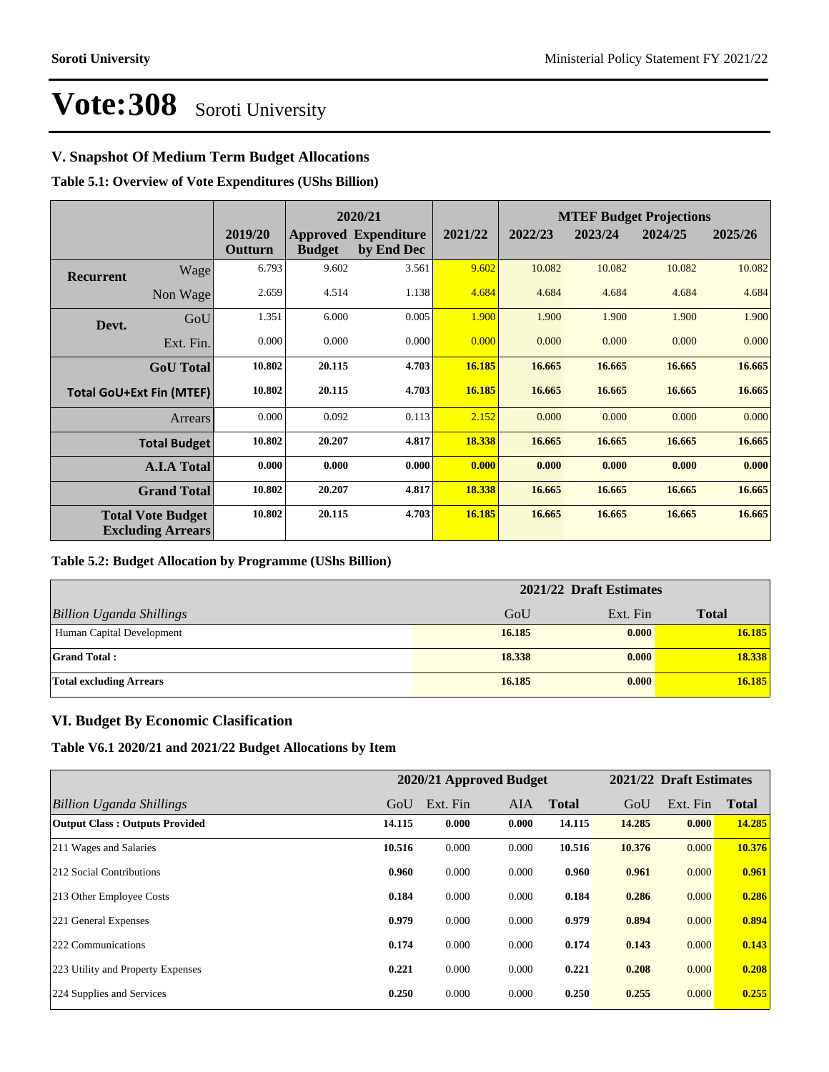# Vote:308 Soroti University

## V. Snapshot Of Medium Term Budget Allocations

**Table 5.1: Overview of Vote Expenditures (UShs Billion)**

| | | | 2020/21 | | | MTEF Budget Projections | | | |
|---|---|---|---|---|---|---|---|---|---|
| | | 2019/20 Outturn | Approved Budget | Expenditure by End Dec | 2021/22 | 2022/23 | 2023/24 | 2024/25 | 2025/26 |
| **Recurrent** | Wage | 6.793 | 9.602 | 3.561 | 9.602 | 10.082 | 10.082 | 10.082 | 10.082 |
| | Non Wage | 2.659 | 4.514 | 1.138 | 4.684 | 4.684 | 4.684 | 4.684 | 4.684 |
| **Devt.** | GoU | 1.351 | 6.000 | 0.005 | 1.900 | 1.900 | 1.900 | 1.900 | 1.900 |
| | Ext. Fin. | 0.000 | 0.000 | 0.000 | 0.000 | 0.000 | 0.000 | 0.000 | 0.000 |
| | **GoU Total** | **10.802** | **20.115** | **4.703** | **16.185** | **16.665** | **16.665** | **16.665** | **16.665** |
| **Total GoU+Ext Fin (MTEF)** | | **10.802** | **20.115** | **4.703** | **16.185** | **16.665** | **16.665** | **16.665** | **16.665** |
| | Arrears | 0.000 | 0.092 | 0.113 | 2.152 | 0.000 | 0.000 | 0.000 | 0.000 |
| | **Total Budget** | **10.802** | **20.207** | **4.817** | **18.338** | **16.665** | **16.665** | **16.665** | **16.665** |
| | **A.I.A Total** | **0.000** | **0.000** | **0.000** | **0.000** | **0.000** | **0.000** | **0.000** | **0.000** |
| | **Grand Total** | **10.802** | **20.207** | **4.817** | **18.338** | **16.665** | **16.665** | **16.665** | **16.665** |
| **Total Vote Budget Excluding Arrears** | | **10.802** | **20.115** | **4.703** | **16.185** | **16.665** | **16.665** | **16.665** | **16.665** |

**Table 5.2: Budget Allocation by Programme (UShs Billion)**

| | 2021/22 Draft Estimates | | |
|---|---|---|---|
| *Billion Uganda Shillings* | GoU | Ext. Fin | **Total** |
| Human Capital Development | **16.185** | **0.000** | **16.185** |
| **Grand Total :** | **18.338** | **0.000** | **18.338** |
| **Total excluding Arrears** | **16.185** | **0.000** | **16.185** |

## VI. Budget By Economic Clasification

**Table V6.1 2020/21 and 2021/22 Budget Allocations by Item**

| | 2020/21 Approved Budget | | | | 2021/22 Draft Estimates | | |
|---|---|---|---|---|---|---|---|
| *Billion Uganda Shillings* | GoU | Ext. Fin | AIA | **Total** | GoU | Ext. Fin | **Total** |
| **Output Class : Outputs Provided** | **14.115** | **0.000** | **0.000** | **14.115** | **14.285** | **0.000** | **14.285** |
| 211 Wages and Salaries | **10.516** | 0.000 | 0.000 | **10.516** | **10.376** | 0.000 | **10.376** |
| 212 Social Contributions | **0.960** | 0.000 | 0.000 | **0.960** | **0.961** | 0.000 | **0.961** |
| 213 Other Employee Costs | **0.184** | 0.000 | 0.000 | **0.184** | **0.286** | 0.000 | **0.286** |
| 221 General Expenses | **0.979** | 0.000 | 0.000 | **0.979** | **0.894** | 0.000 | **0.894** |
| 222 Communications | **0.174** | 0.000 | 0.000 | **0.174** | **0.143** | 0.000 | **0.143** |
| 223 Utility and Property Expenses | **0.221** | 0.000 | 0.000 | **0.221** | **0.208** | 0.000 | **0.208** |
| 224 Supplies and Services | **0.250** | 0.000 | 0.000 | **0.250** | **0.255** | 0.000 | **0.255** |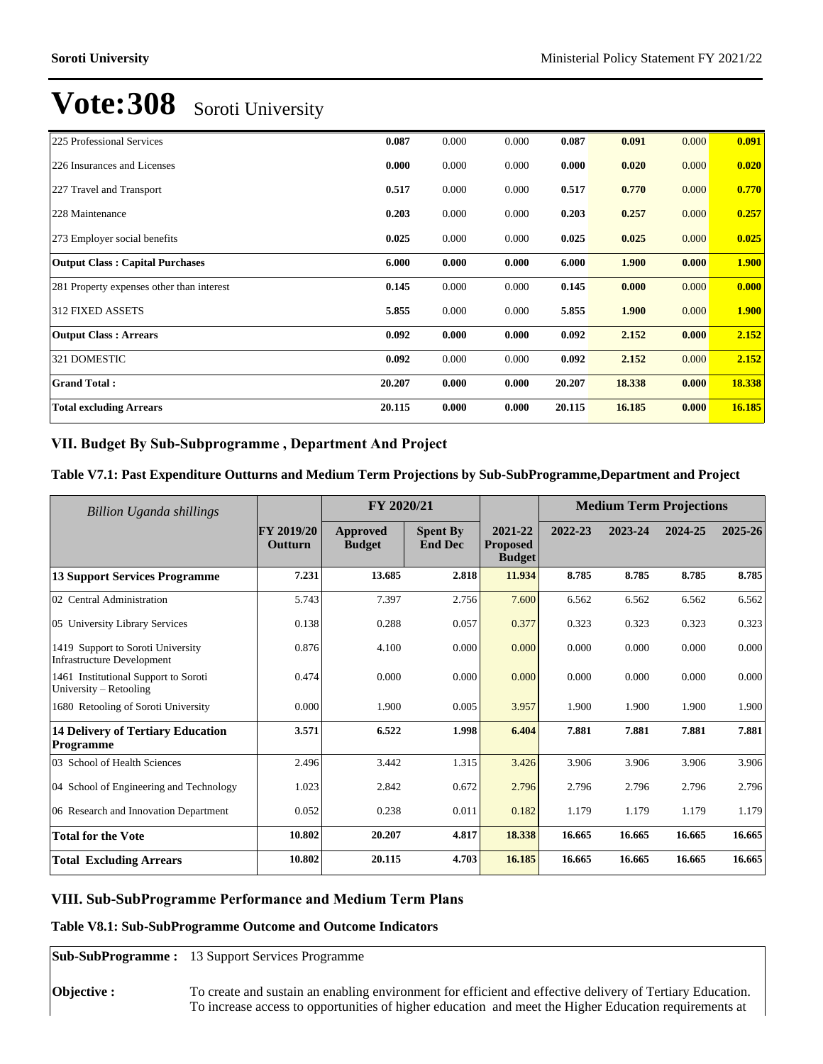# Vote:308 Soroti University

| | | | | | | | |
|---|---|---|---|---|---|---|---|
| 225 Professional Services | **0.087** | 0.000 | 0.000 | **0.087** | **0.091** | 0.000 | **0.091** |
| 226 Insurances and Licenses | **0.000** | 0.000 | 0.000 | **0.000** | **0.020** | 0.000 | **0.020** |
| 227 Travel and Transport | **0.517** | 0.000 | 0.000 | **0.517** | **0.770** | 0.000 | **0.770** |
| 228 Maintenance | **0.203** | 0.000 | 0.000 | **0.203** | **0.257** | 0.000 | **0.257** |
| 273 Employer social benefits | **0.025** | 0.000 | 0.000 | **0.025** | **0.025** | 0.000 | **0.025** |
| **Output Class : Capital Purchases** | **6.000** | **0.000** | **0.000** | **6.000** | **1.900** | **0.000** | **1.900** |
| 281 Property expenses other than interest | **0.145** | 0.000 | 0.000 | **0.145** | **0.000** | 0.000 | **0.000** |
| 312 FIXED ASSETS | **5.855** | 0.000 | 0.000 | **5.855** | **1.900** | 0.000 | **1.900** |
| **Output Class : Arrears** | **0.092** | **0.000** | **0.000** | **0.092** | **2.152** | **0.000** | **2.152** |
| 321 DOMESTIC | **0.092** | 0.000 | 0.000 | **0.092** | **2.152** | 0.000 | **2.152** |
| **Grand Total :** | **20.207** | **0.000** | **0.000** | **20.207** | **18.338** | **0.000** | **18.338** |
| **Total excluding Arrears** | **20.115** | **0.000** | **0.000** | **20.115** | **16.185** | **0.000** | **16.185** |

## VII. Budget By Sub-Subprogramme , Department And Project

### Table V7.1: Past Expenditure Outturns and Medium Term Projections by Sub-SubProgramme,Department and Project

| *Billion Uganda shillings* | | FY 2020/21 | | | Medium Term Projections | | | |
|---|---|---|---|---|---|---|---|---|
| | **FY 2019/20 Outturn** | **Approved Budget** | **Spent By End Dec** | **2021-22 Proposed Budget** | **2022-23** | **2023-24** | **2024-25** | **2025-26** |
| **13 Support Services Programme** | **7.231** | **13.685** | **2.818** | **11.934** | **8.785** | **8.785** | **8.785** | **8.785** |
| 02 Central Administration | 5.743 | 7.397 | 2.756 | 7.600 | 6.562 | 6.562 | 6.562 | 6.562 |
| 05 University Library Services | 0.138 | 0.288 | 0.057 | 0.377 | 0.323 | 0.323 | 0.323 | 0.323 |
| 1419 Support to Soroti University Infrastructure Development | 0.876 | 4.100 | 0.000 | 0.000 | 0.000 | 0.000 | 0.000 | 0.000 |
| 1461 Institutional Support to Soroti University – Retooling | 0.474 | 0.000 | 0.000 | 0.000 | 0.000 | 0.000 | 0.000 | 0.000 |
| 1680 Retooling of Soroti University | 0.000 | 1.900 | 0.005 | 3.957 | 1.900 | 1.900 | 1.900 | 1.900 |
| **14 Delivery of Tertiary Education Programme** | **3.571** | **6.522** | **1.998** | **6.404** | **7.881** | **7.881** | **7.881** | **7.881** |
| 03 School of Health Sciences | 2.496 | 3.442 | 1.315 | 3.426 | 3.906 | 3.906 | 3.906 | 3.906 |
| 04 School of Engineering and Technology | 1.023 | 2.842 | 0.672 | 2.796 | 2.796 | 2.796 | 2.796 | 2.796 |
| 06 Research and Innovation Department | 0.052 | 0.238 | 0.011 | 0.182 | 1.179 | 1.179 | 1.179 | 1.179 |
| **Total for the Vote** | **10.802** | **20.207** | **4.817** | **18.338** | **16.665** | **16.665** | **16.665** | **16.665** |
| **Total Excluding Arrears** | **10.802** | **20.115** | **4.703** | **16.185** | **16.665** | **16.665** | **16.665** | **16.665** |

## VIII. Sub-SubProgramme Performance and Medium Term Plans

### Table V8.1: Sub-SubProgramme Outcome and Outcome Indicators

| | |
|---|---|
| **Sub-SubProgramme :** | 13 Support Services Programme |
| **Objective :** | To create and sustain an enabling environment for efficient and effective delivery of Tertiary Education. To increase access to opportunities of higher education and meet the Higher Education requirements at |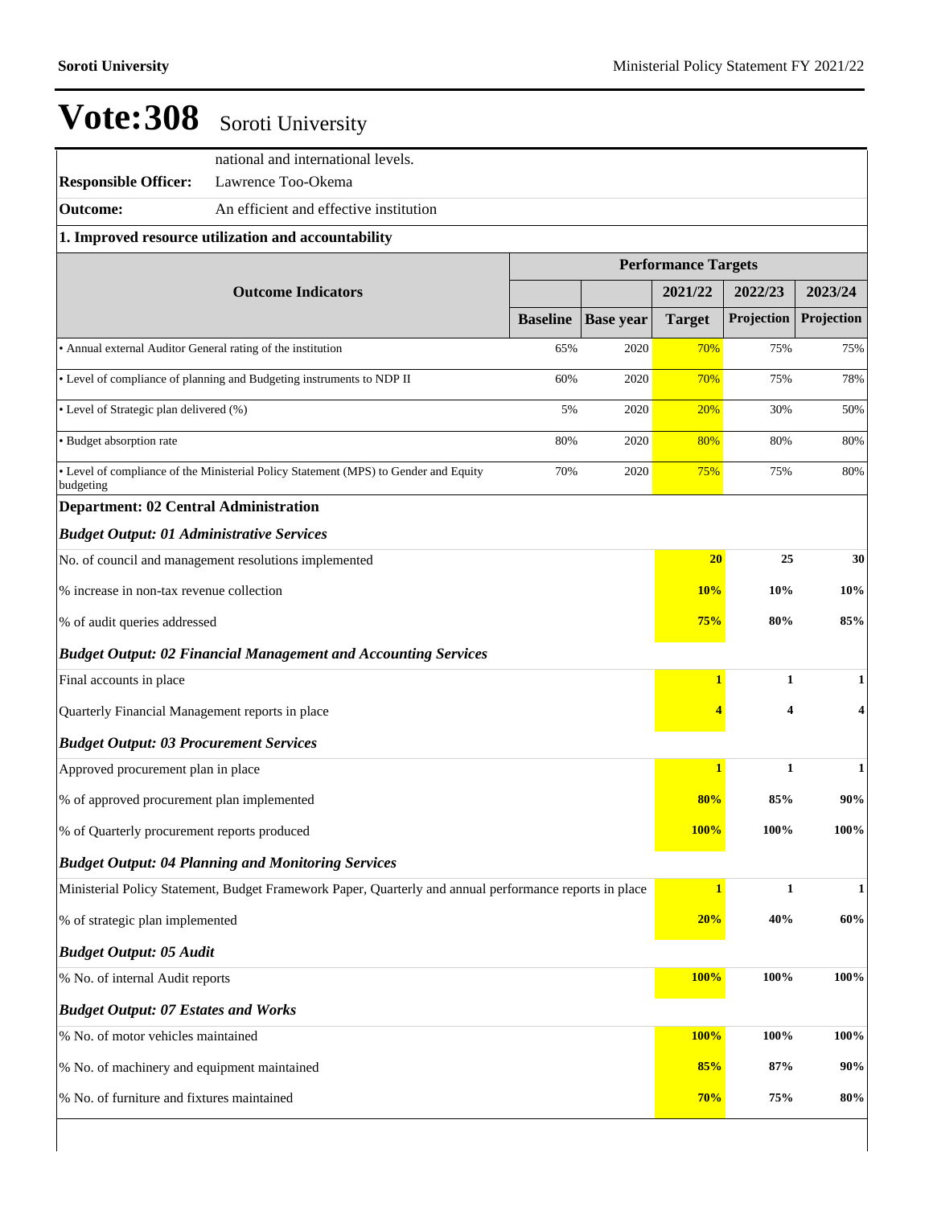# Vote:308 Soroti University

| | |
|---|---|
| | national and international levels. |
| **Responsible Officer:** | Lawrence Too-Okema |
| **Outcome:** | An efficient and effective institution |

**1. Improved resource utilization and accountability**

| Outcome Indicators | Performance Targets | | | | |
|---|---|---|---|---|---|
| | | | 2021/22 | 2022/23 | 2023/24 |
| | Baseline | Base year | Target | Projection | Projection |
| • Annual external Auditor General rating of the institution | 65% | 2020 | 70% | 75% | 75% |
| • Level of compliance of planning and Budgeting instruments to NDP II | 60% | 2020 | 70% | 75% | 78% |
| • Level of Strategic plan delivered (%) | 5% | 2020 | 20% | 30% | 50% |
| • Budget absorption rate | 80% | 2020 | 80% | 80% | 80% |
| • Level of compliance of the Ministerial Policy Statement (MPS) to Gender and Equity budgeting | 70% | 2020 | 75% | 75% | 80% |

**Department: 02 Central Administration**

| | 2021/22 Target | 2022/23 Projection | 2023/24 Projection |
|---|---|---|---|
| ***Budget Output: 01 Administrative Services*** | | | |
| No. of council and management resolutions implemented | **20** | **25** | **30** |
| % increase in non-tax revenue collection | **10%** | **10%** | **10%** |
| % of audit queries addressed | **75%** | **80%** | **85%** |
| ***Budget Output: 02 Financial Management and Accounting Services*** | | | |
| Final accounts in place | **1** | **1** | **1** |
| Quarterly Financial Management reports in place | **4** | **4** | **4** |
| ***Budget Output: 03 Procurement Services*** | | | |
| Approved procurement plan in place | **1** | **1** | **1** |
| % of approved procurement plan implemented | **80%** | **85%** | **90%** |
| % of Quarterly procurement reports produced | **100%** | **100%** | **100%** |
| ***Budget Output: 04 Planning and Monitoring Services*** | | | |
| Ministerial Policy Statement, Budget Framework Paper, Quarterly and annual performance reports in place | **1** | **1** | **1** |
| % of strategic plan implemented | **20%** | **40%** | **60%** |
| ***Budget Output: 05 Audit*** | | | |
| % No. of internal Audit reports | **100%** | **100%** | **100%** |
| ***Budget Output: 07 Estates and Works*** | | | |
| % No. of motor vehicles maintained | **100%** | **100%** | **100%** |
| % No. of machinery and equipment maintained | **85%** | **87%** | **90%** |
| % No. of furniture and fixtures maintained | **70%** | **75%** | **80%** |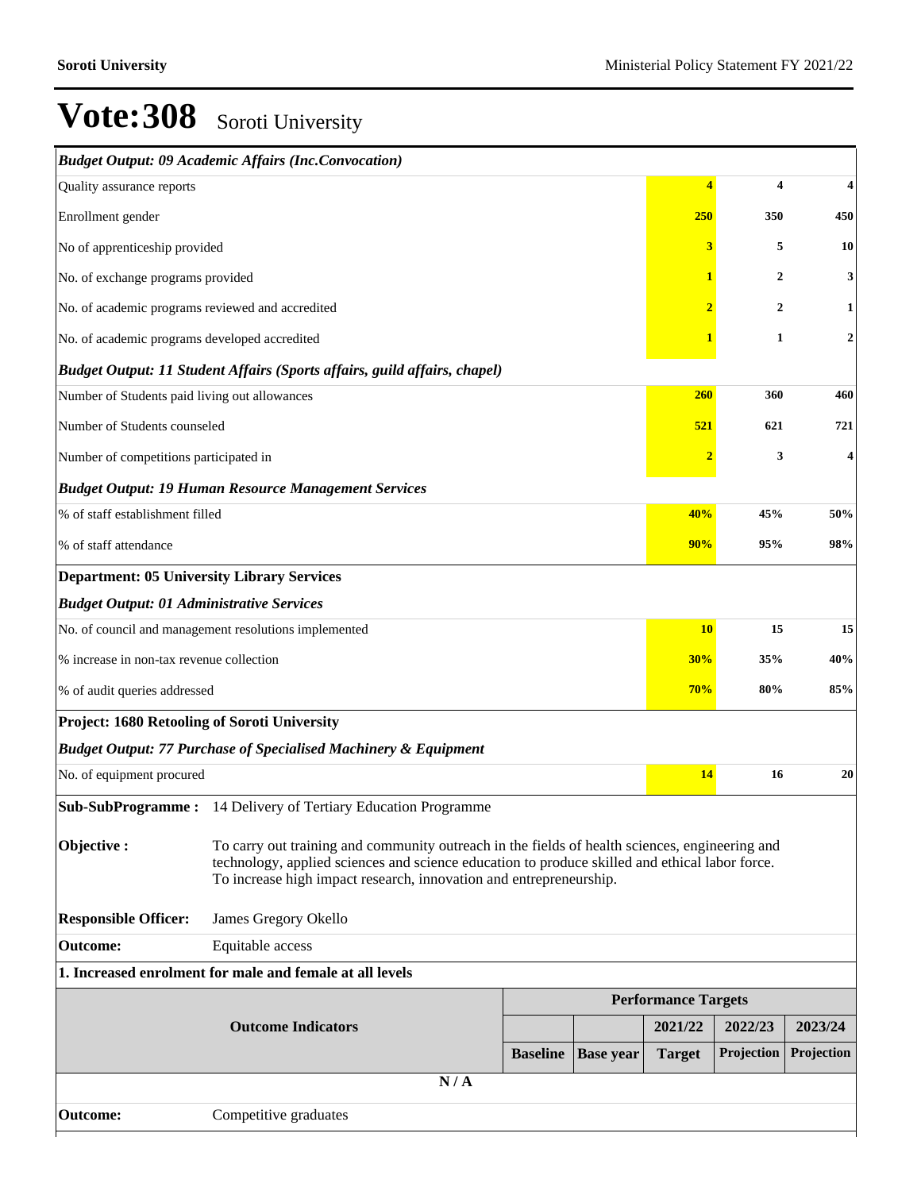# Vote:308 Soroti University

| | | | | | |
|---|---|---|---|---|---|
| ***Budget Output: 09 Academic Affairs (Inc.Convocation)*** | | | | | |
| Quality assurance reports | | | **4** | **4** | **4** |
| Enrollment gender | | | **250** | **350** | **450** |
| No of apprenticeship provided | | | **3** | **5** | **10** |
| No. of exchange programs provided | | | **1** | **2** | **3** |
| No. of academic programs reviewed and accredited | | | **2** | **2** | **1** |
| No. of academic programs developed accredited | | | **1** | **1** | **2** |
| ***Budget Output: 11 Student Affairs (Sports affairs, guild affairs, chapel)*** | | | | | |
| Number of Students paid living out allowances | | | **260** | **360** | **460** |
| Number of Students counseled | | | **521** | **621** | **721** |
| Number of competitions participated in | | | **2** | **3** | **4** |
| ***Budget Output: 19 Human Resource Management Services*** | | | | | |
| % of staff establishment filled | | | **40%** | **45%** | **50%** |
| % of staff attendance | | | **90%** | **95%** | **98%** |
| **Department: 05 University Library Services** | | | | | |
| ***Budget Output: 01 Administrative Services*** | | | | | |
| No. of council and management resolutions implemented | | | **10** | **15** | **15** |
| % increase in non-tax revenue collection | | | **30%** | **35%** | **40%** |
| % of audit queries addressed | | | **70%** | **80%** | **85%** |
| **Project: 1680 Retooling of Soroti University** | | | | | |
| ***Budget Output: 77 Purchase of Specialised Machinery & Equipment*** | | | | | |
| No. of equipment procured | | | **14** | **16** | **20** |

**Sub-SubProgramme :** 14 Delivery of Tertiary Education Programme

**Objective :** To carry out training and community outreach in the fields of health sciences, engineering and technology, applied sciences and science education to produce skilled and ethical labor force. To increase high impact research, innovation and entrepreneurship.

**Responsible Officer:** James Gregory Okello

**Outcome:** Equitable access

**1. Increased enrolment for male and female at all levels**

| Outcome Indicators | Performance Targets | | | | |
|---|---|---|---|---|---|
| | | | 2021/22 | 2022/23 | 2023/24 |
| | Baseline | Base year | Target | Projection | Projection |
| **N / A** | | | | | |

**Outcome:** Competitive graduates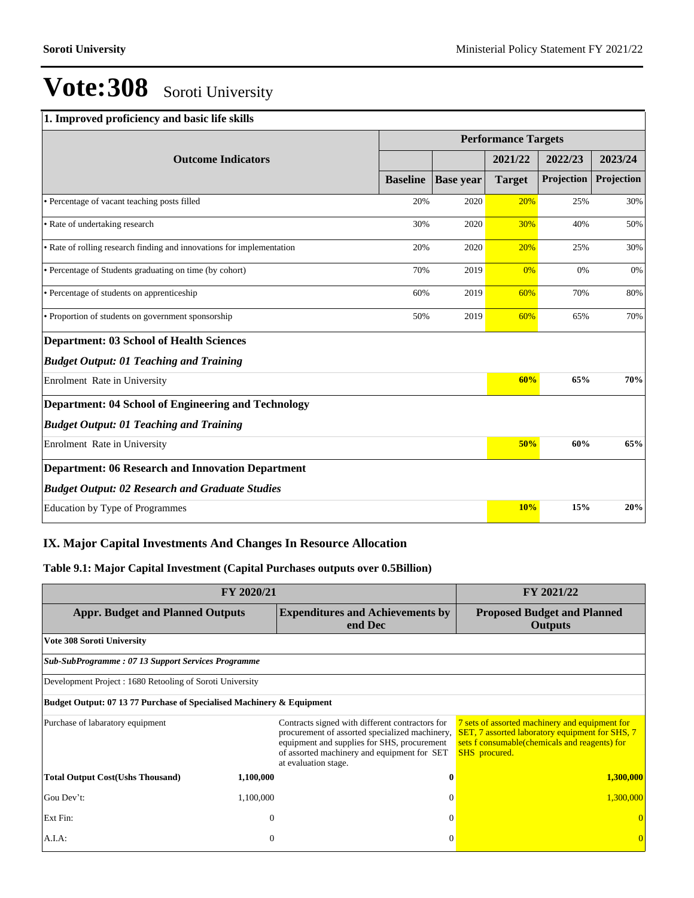# Vote:308 Soroti University

| 1. Improved proficiency and basic life skills | | | | | |
|---|---|---|---|---|---|
| | Performance Targets | | | | |
| Outcome Indicators | | | 2021/22 | 2022/23 | 2023/24 |
| | Baseline | Base year | Target | Projection | Projection |
| • Percentage of vacant teaching posts filled | 20% | 2020 | 20% | 25% | 30% |
| • Rate of undertaking research | 30% | 2020 | 30% | 40% | 50% |
| • Rate of rolling research finding and innovations for implementation | 20% | 2020 | 20% | 25% | 30% |
| • Percentage of Students graduating on time (by cohort) | 70% | 2019 | 0% | 0% | 0% |
| • Percentage of students on apprenticeship | 60% | 2019 | 60% | 70% | 80% |
| • Proportion of students on government sponsorship | 50% | 2019 | 60% | 65% | 70% |
| **Department: 03 School of Health Sciences** | | | | | |
| ***Budget Output: 01 Teaching and Training*** | | | | | |
| Enrolment Rate in University | | | **60%** | **65%** | **70%** |
| **Department: 04 School of Engineering and Technology** | | | | | |
| ***Budget Output: 01 Teaching and Training*** | | | | | |
| Enrolment Rate in University | | | **50%** | **60%** | **65%** |
| **Department: 06 Research and Innovation Department** | | | | | |
| ***Budget Output: 02 Research and Graduate Studies*** | | | | | |
| Education by Type of Programmes | | | **10%** | **15%** | **20%** |

## IX. Major Capital Investments And Changes In Resource Allocation

### Table 9.1: Major Capital Investment (Capital Purchases outputs over 0.5Billion)

| FY 2020/21 | | | FY 2021/22 |
|---|---|---|---|
| **Appr. Budget and Planned Outputs** | | **Expenditures and Achievements by end Dec** | **Proposed Budget and Planned Outputs** |
| **Vote 308 Soroti University** | | | |
| ***Sub-SubProgramme : 07 13 Support Services Programme*** | | | |
| Development Project : 1680 Retooling of Soroti University | | | |
| **Budget Output: 07 13 77 Purchase of Specialised Machinery & Equipment** | | | |
| Purchase of labaratory equipment | | Contracts signed with different contractors for procurement of assorted specialized machinery, equipment and supplies for SHS, procurement of assorted machinery and equipment for SET at evaluation stage. | 7 sets of assorted machinery and equipment for SET, 7 assorted laboratory equipment for SHS, 7 sets f consumable(chemicals and reagents) for SHS procured. |
| **Total Output Cost(Ushs Thousand)** | **1,100,000** | **0** | **1,300,000** |
| Gou Dev't: | 1,100,000 | 0 | 1,300,000 |
| Ext Fin: | 0 | 0 | 0 |
| A.I.A: | 0 | 0 | 0 |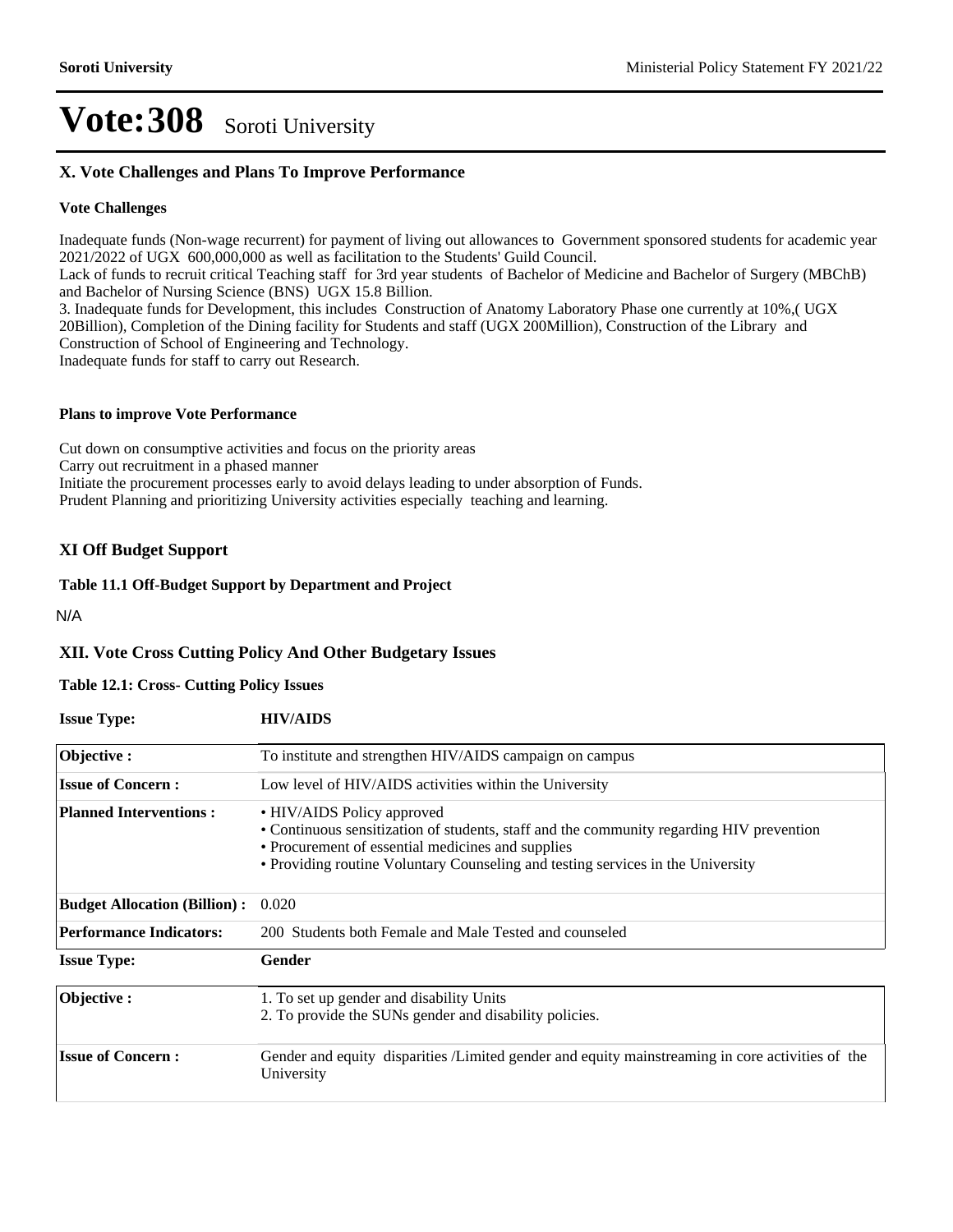# Vote:308 Soroti University

## X. Vote Challenges and Plans To Improve Performance

### Vote Challenges

Inadequate funds (Non-wage recurrent) for payment of living out allowances to Government sponsored students for academic year 2021/2022 of UGX 600,000,000 as well as facilitation to the Students' Guild Council.
Lack of funds to recruit critical Teaching staff for 3rd year students of Bachelor of Medicine and Bachelor of Surgery (MBChB) and Bachelor of Nursing Science (BNS) UGX 15.8 Billion.
3. Inadequate funds for Development, this includes Construction of Anatomy Laboratory Phase one currently at 10%,( UGX 20Billion), Completion of the Dining facility for Students and staff (UGX 200Million), Construction of the Library and Construction of School of Engineering and Technology.
Inadequate funds for staff to carry out Research.

### Plans to improve Vote Performance

Cut down on consumptive activities and focus on the priority areas
Carry out recruitment in a phased manner
Initiate the procurement processes early to avoid delays leading to under absorption of Funds.
Prudent Planning and prioritizing University activities especially teaching and learning.

## XI Off Budget Support

### Table 11.1 Off-Budget Support by Department and Project

N/A

## XII. Vote Cross Cutting Policy And Other Budgetary Issues

### Table 12.1: Cross- Cutting Policy Issues

**Issue Type:** **HIV/AIDS**

| | |
|---|---|
| **Objective :** | To institute and strengthen HIV/AIDS campaign on campus |
| **Issue of Concern :** | Low level of HIV/AIDS activities within the University |
| **Planned Interventions :** | • HIV/AIDS Policy approved<br>• Continuous sensitization of students, staff and the community regarding HIV prevention<br>• Procurement of essential medicines and supplies<br>• Providing routine Voluntary Counseling and testing services in the University |
| **Budget Allocation (Billion) :** | 0.020 |
| **Performance Indicators:** | 200 Students both Female and Male Tested and counseled |

**Issue Type:** **Gender**

| | |
|---|---|
| **Objective :** | 1. To set up gender and disability Units<br>2. To provide the SUNs gender and disability policies. |
| **Issue of Concern :** | Gender and equity disparities /Limited gender and equity mainstreaming in core activities of the University |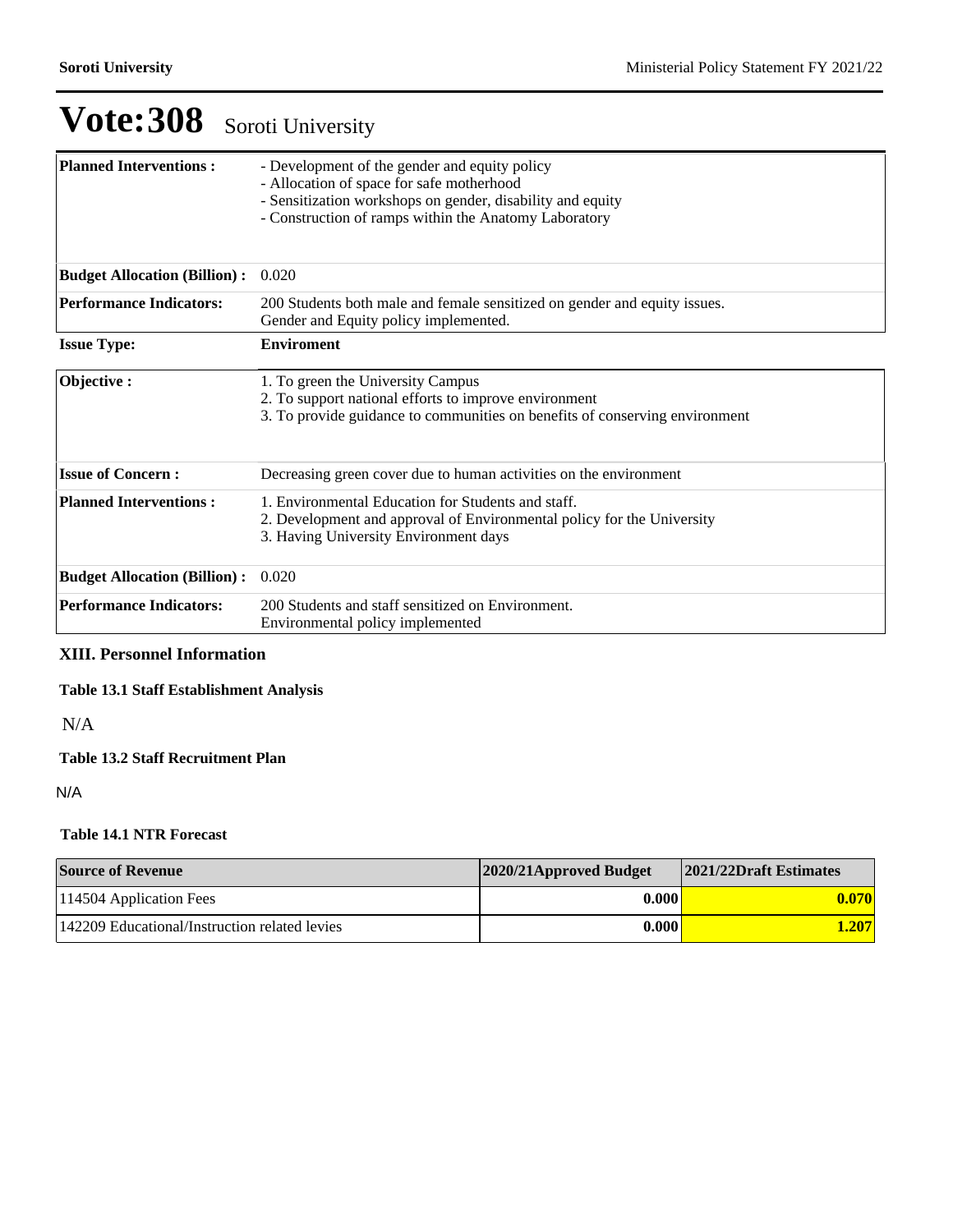# Vote:308 Soroti University

| | |
|---|---|
| **Planned Interventions :** | - Development of the gender and equity policy<br>- Allocation of space for safe motherhood<br>- Sensitization workshops on gender, disability and equity<br>- Construction of ramps within the Anatomy Laboratory |
| **Budget Allocation (Billion) :** | 0.020 |
| **Performance Indicators:** | 200 Students both male and female sensitized on gender and equity issues.<br>Gender and Equity policy implemented. |
| **Issue Type:** | **Enviroment** |
| **Objective :** | 1. To green the University Campus<br>2. To support national efforts to improve environment<br>3. To provide guidance to communities on benefits of conserving environment |
| **Issue of Concern :** | Decreasing green cover due to human activities on the environment |
| **Planned Interventions :** | 1. Environmental Education for Students and staff.<br>2. Development and approval of Environmental policy for the University<br>3. Having University Environment days |
| **Budget Allocation (Billion) :** | 0.020 |
| **Performance Indicators:** | 200 Students and staff sensitized on Environment.<br>Environmental policy implemented |

## XIII. Personnel Information

### Table 13.1 Staff Establishment Analysis

N/A

### Table 13.2 Staff Recruitment Plan

N/A

### Table 14.1 NTR Forecast

| Source of Revenue | 2020/21Approved Budget | 2021/22Draft Estimates |
|---|---|---|
| 114504 Application Fees | **0.000** | **0.070** |
| 142209 Educational/Instruction related levies | **0.000** | **1.207** |